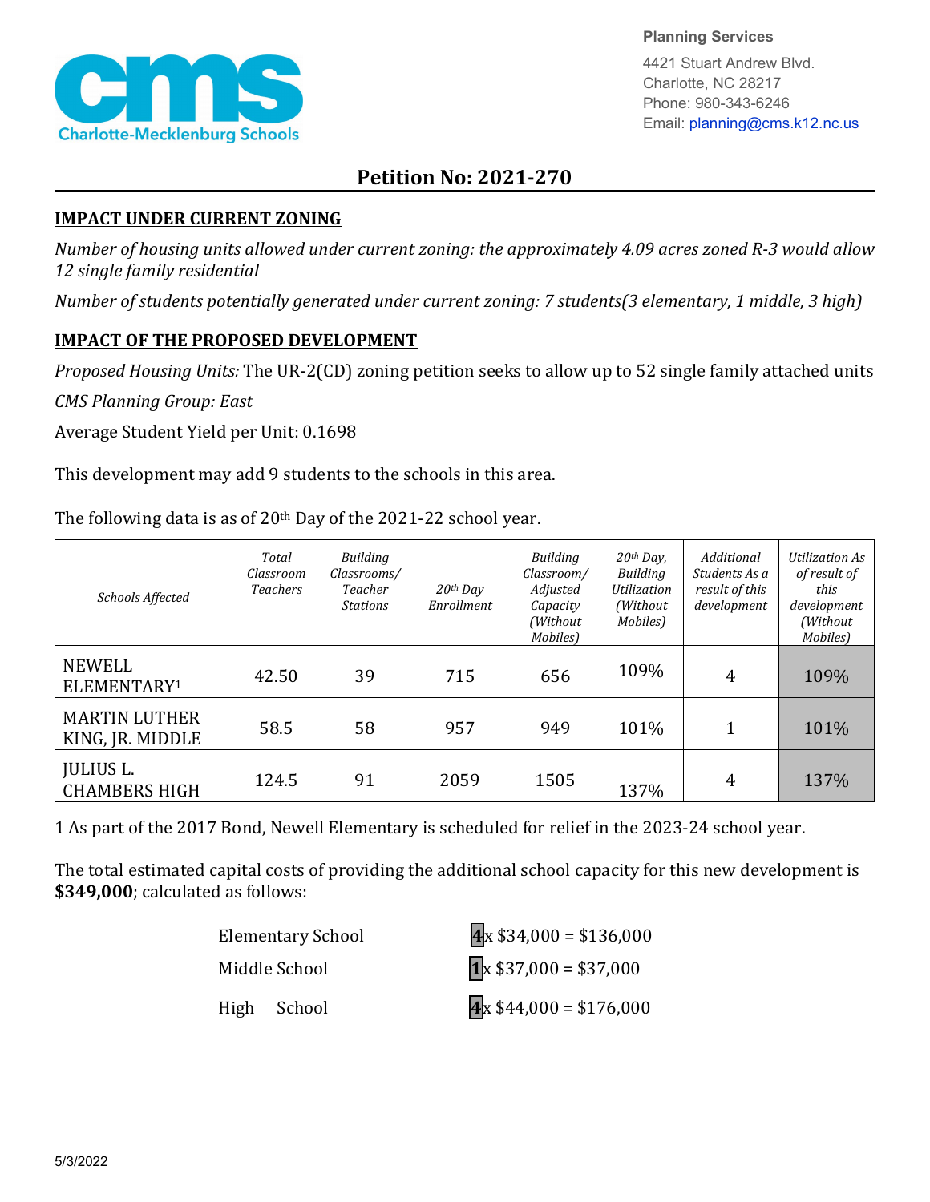Planning Services
4421 Stuart Andrew Blvd.
Charlotte, NC 28217
Phone: 980-343-6246
Email: planning@cms.k12.nc.us

# Petition No: 2021-270

## IMPACT UNDER CURRENT ZONING

*Number of housing units allowed under current zoning: the approximately 4.09 acres zoned R-3 would allow 12 single family residential*

*Number of students potentially generated under current zoning: 7 students(3 elementary, 1 middle, 3 high)*

## IMPACT OF THE PROPOSED DEVELOPMENT

*Proposed Housing Units:* The UR-2(CD) zoning petition seeks to allow up to 52 single family attached units

*CMS Planning Group: East*

Average Student Yield per Unit: 0.1698

This development may add 9 students to the schools in this area.

The following data is as of 20th Day of the 2021-22 school year.

| *Schools Affected* | *Total Classroom Teachers* | *Building Classrooms/ Teacher Stations* | *20th Day Enrollment* | *Building Classroom/ Adjusted Capacity (Without Mobiles)* | *20th Day, Building Utilization (Without Mobiles)* | *Additional Students As a result of this development* | *Utilization As of result of this development (Without Mobiles)* |
|---|---|---|---|---|---|---|---|
| NEWELL ELEMENTARY[1] | 42.50 | 39 | 715 | 656 | 109% | 4 | 109% |
| MARTIN LUTHER KING, JR. MIDDLE | 58.5 | 58 | 957 | 949 | 101% | 1 | 101% |
| JULIUS L. CHAMBERS HIGH | 124.5 | 91 | 2059 | 1505 | 137% | 4 | 137% |

1 As part of the 2017 Bond, Newell Elementary is scheduled for relief in the 2023-24 school year.

The total estimated capital costs of providing the additional school capacity for this new development is **$349,000**; calculated as follows:

| | |
|---|---|
| Elementary School | 4 x $34,000 = $136,000 |
| Middle School | 1 x $37,000 = $37,000 |
| High School | 4 x $44,000 = $176,000 |

5/3/2022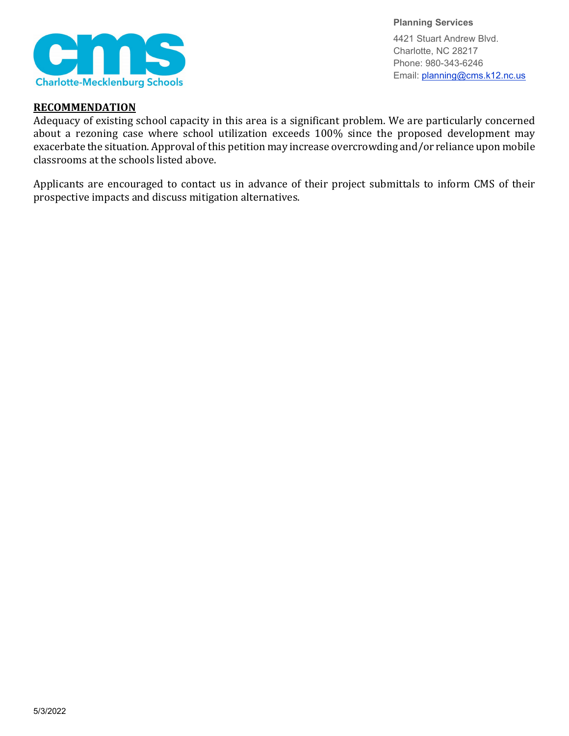**Planning Services**

4421 Stuart Andrew Blvd.
Charlotte, NC 28217
Phone: 980-343-6246
Email: planning@cms.k12.nc.us

Charlotte-Mecklenburg Schools

## RECOMMENDATION

Adequacy of existing school capacity in this area is a significant problem. We are particularly concerned about a rezoning case where school utilization exceeds 100% since the proposed development may exacerbate the situation. Approval of this petition may increase overcrowding and/or reliance upon mobile classrooms at the schools listed above.

Applicants are encouraged to contact us in advance of their project submittals to inform CMS of their prospective impacts and discuss mitigation alternatives.

5/3/2022